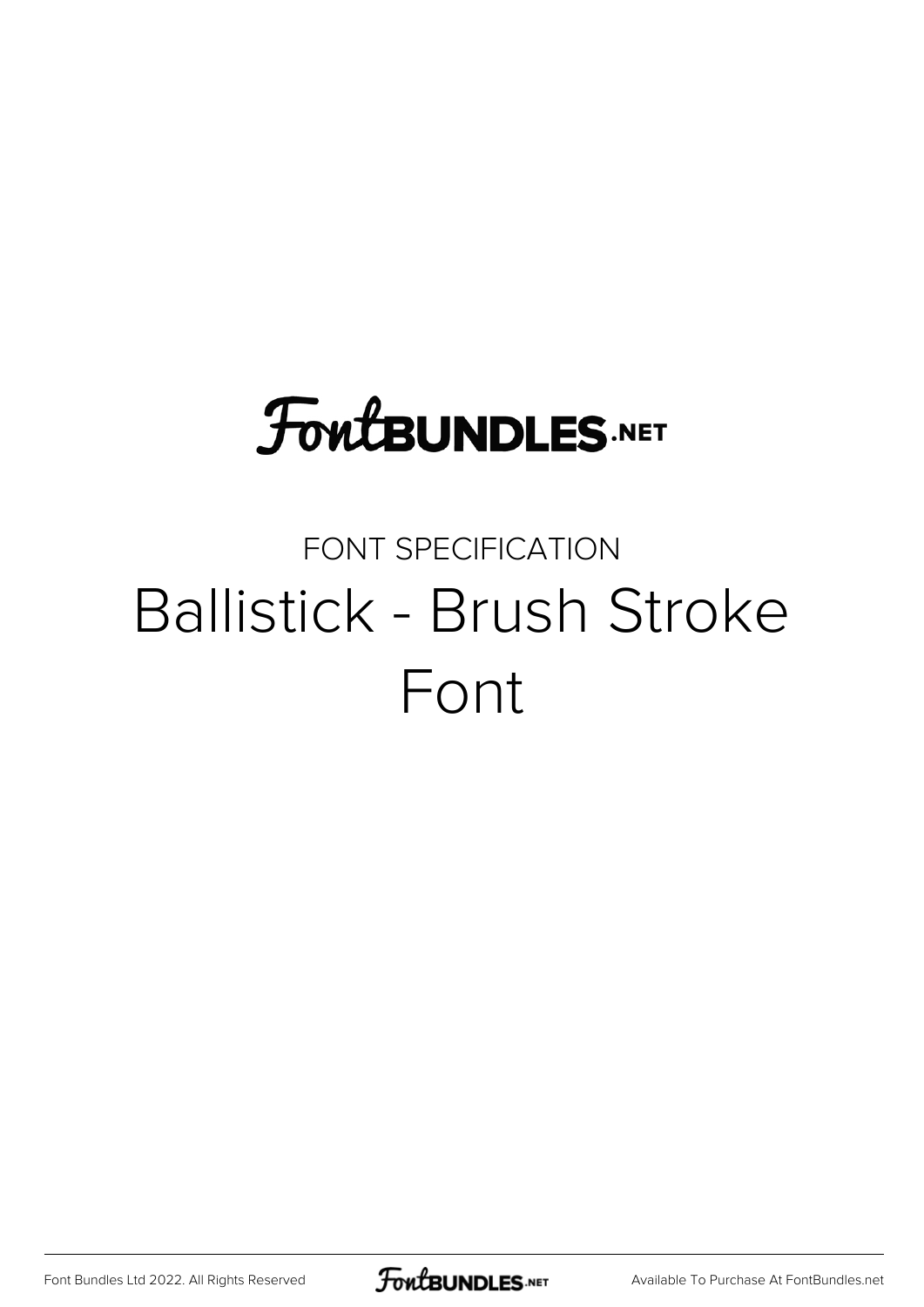FontBUNDLES.NET

FONT SPECIFICATION

# Ballistick - Brush Stroke Font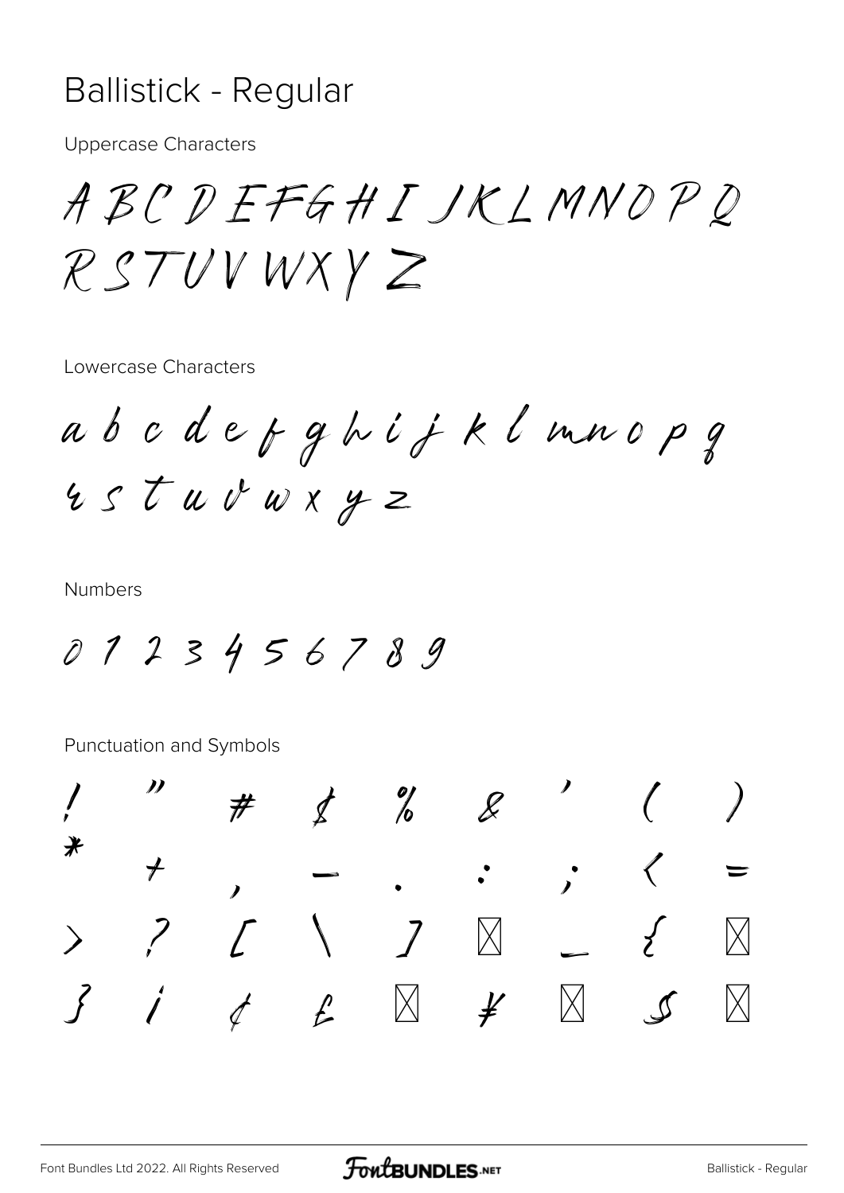# Ballistick - Regular

Uppercase Characters

A B C D E F G H I J K L M N O P Q R S T U V W X Y Z

Lowercase Characters

a b c d e f g h i j k l m n o p q r s t u v w x y z

Numbers

0 1 2 3 4 5 6 7 8 9

Punctuation and Symbols

! " # $ % & ' ( ) * + , - . : ; < = > ? [ \ ] ⊠ _ { ⊠ } ¡ ¢ £ ⊠ ¥ ⊠ § ⊠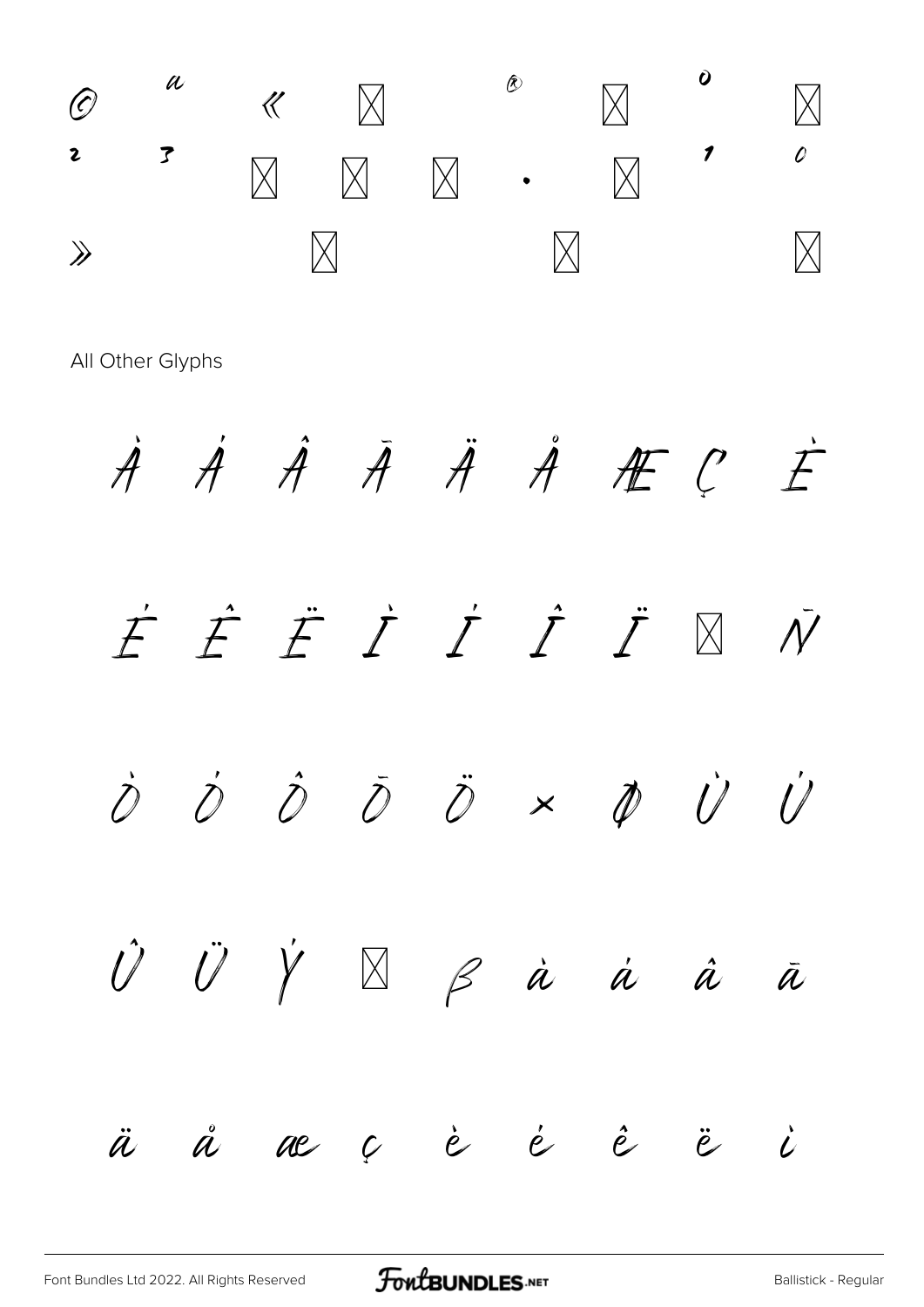© ª « ⊠ ® ⊠ º ⊠

² ³ ⊠ ⊠ ⊠ · ⊠ ¹ º

» ⊠ ⊠ ⊠

All Other Glyphs

À Á Â Ã Ä Å Æ Ç È

É Ê Ë Ì Í Î Ï ⊠ Ñ

Ò Ó Ô Õ Ö × Ø Ù Ú

Û Ü Ý ⊠ ß à á â ã

ä å æ ç è é ê ë ì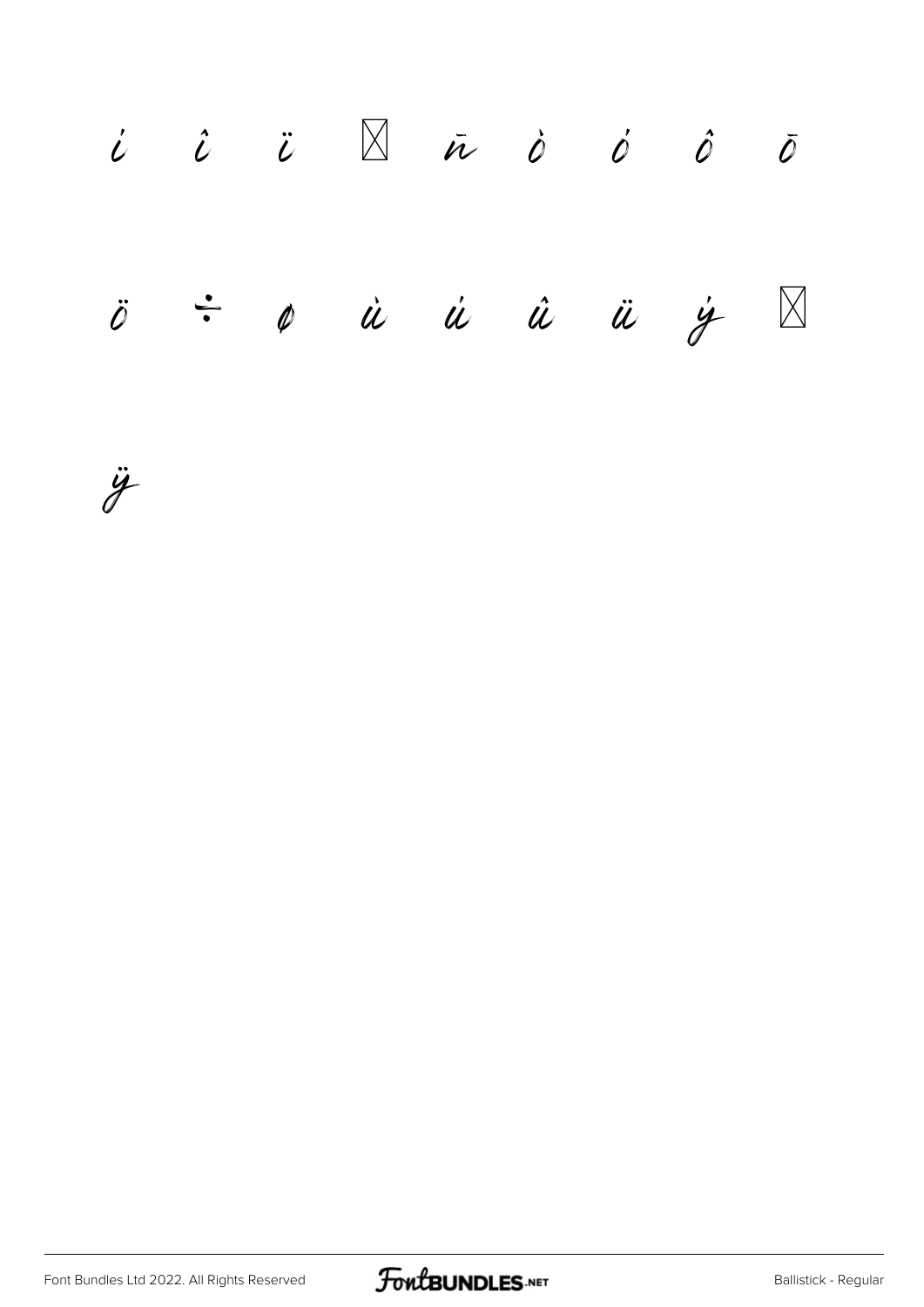í î ï ☒ ñ ò ó ô õ

ö ÷ ø ù ú û ü ý ☒

ÿ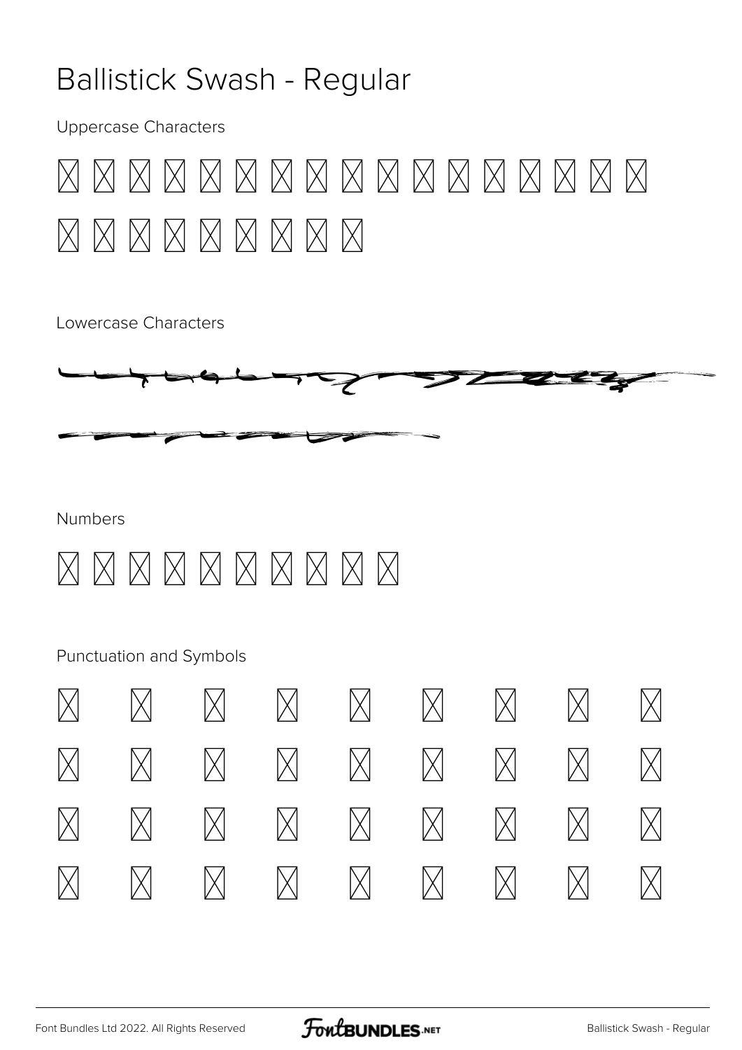# Ballistick Swash - Regular

Uppercase Characters

Lowercase Characters

Numbers

Punctuation and Symbols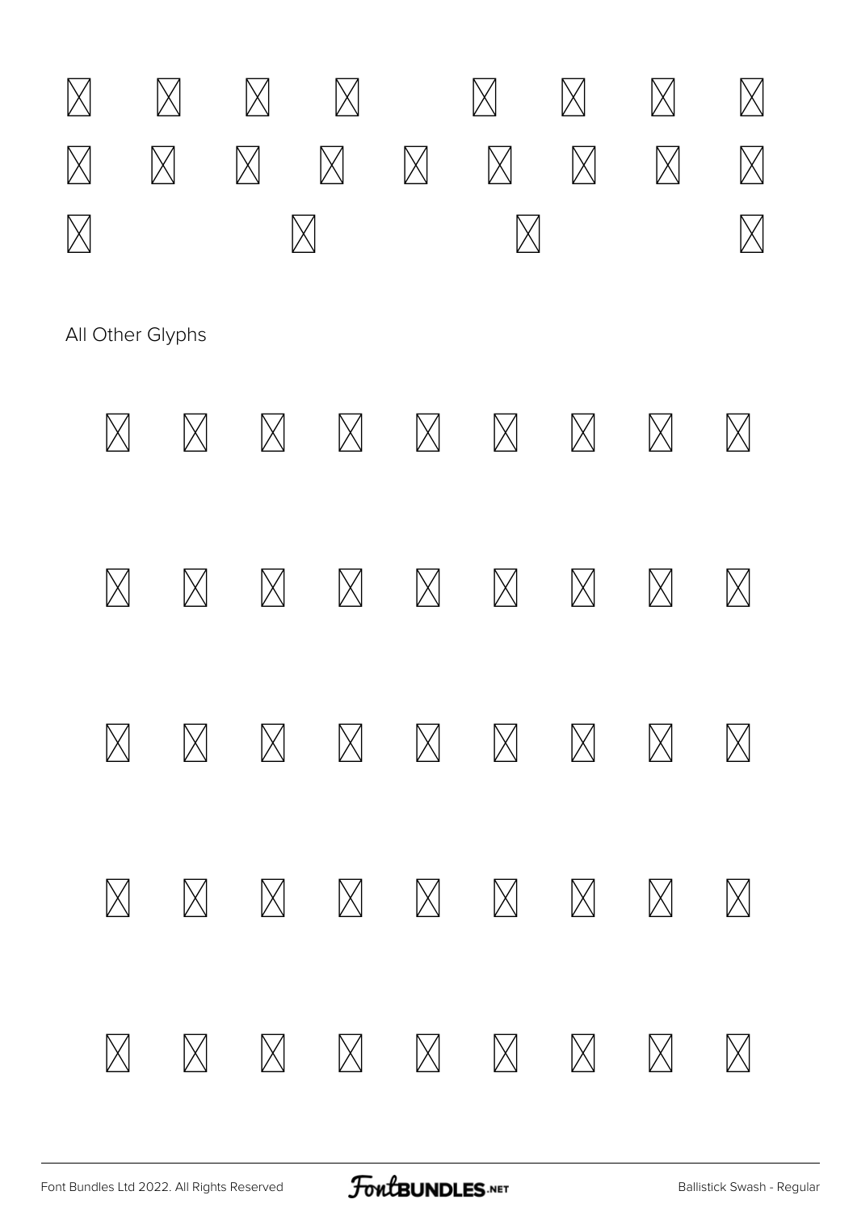## All Other Glyphs